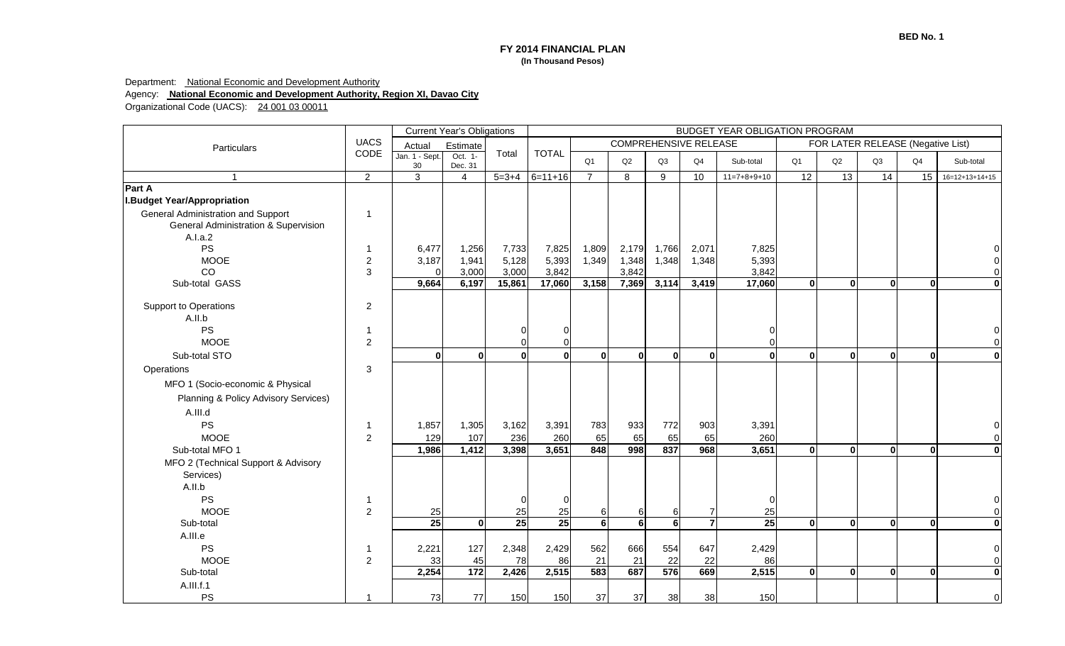BED No. 1

# FY 2014 FINANCIAL PLAN
**(In Thousand Pesos)**

Department: National Economic and Development Authority
Agency: **National Economic and Development Authority, Region XI, Davao City**
Organizational Code (UACS): 24 001 03 00011

| Particulars | UACS CODE | Current Year's Obligations | | | BUDGET YEAR OBLIGATION PROGRAM | | | | | | | | | | |
|---|---|---|---|---|---|---|---|---|---|---|---|---|---|---|---|
| | | Actual | Estimate | Total | TOTAL | COMPREHENSIVE RELEASE | | | | | FOR LATER RELEASE (Negative List) | | | | |
| | | Jan. 1 - Sept. 30 | Oct. 1- Dec. 31 | | | Q1 | Q2 | Q3 | Q4 | Sub-total | Q1 | Q2 | Q3 | Q4 | Sub-total |
| 1 | 2 | 3 | 4 | 5=3+4 | 6=11+16 | 7 | 8 | 9 | 10 | 11=7+8+9+10 | 12 | 13 | 14 | 15 | 16=12+13+14+15 |
| **Part A** | | | | | | | | | | | | | | | |
| **I.Budget Year/Appropriation** | | | | | | | | | | | | | | | |
| General Administration and Support | 1 | | | | | | | | | | | | | | |
| General Administration & Supervision | | | | | | | | | | | | | | | |
| A.I.a.2 | | | | | | | | | | | | | | | |
| PS | 1 | 6,477 | 1,256 | 7,733 | 7,825 | 1,809 | 2,179 | 1,766 | 2,071 | 7,825 | | | | | 0 |
| MOOE | 2 | 3,187 | 1,941 | 5,128 | 5,393 | 1,349 | 1,348 | 1,348 | 1,348 | 5,393 | | | | | 0 |
| CO | 3 | 0 | 3,000 | 3,000 | 3,842 | | 3,842 | | | 3,842 | | | | | 0 |
| Sub-total GASS | | **9,664** | **6,197** | **15,861** | **17,060** | **3,158** | **7,369** | **3,114** | **3,419** | **17,060** | **0** | **0** | **0** | **0** | **0** |
| Support to Operations | 2 | | | | | | | | | | | | | | |
| A.II.b | | | | | | | | | | | | | | | |
| PS | 1 | | | 0 | 0 | | | | | 0 | | | | | 0 |
| MOOE | 2 | | | 0 | 0 | | | | | 0 | | | | | 0 |
| Sub-total STO | | **0** | **0** | **0** | **0** | **0** | **0** | **0** | **0** | **0** | **0** | **0** | **0** | **0** | **0** |
| Operations | 3 | | | | | | | | | | | | | | |
| MFO 1 (Socio-economic & Physical | | | | | | | | | | | | | | | |
| Planning & Policy Advisory Services) | | | | | | | | | | | | | | | |
| A.III.d | | | | | | | | | | | | | | | |
| PS | 1 | 1,857 | 1,305 | 3,162 | 3,391 | 783 | 933 | 772 | 903 | 3,391 | | | | | 0 |
| MOOE | 2 | 129 | 107 | 236 | 260 | 65 | 65 | 65 | 65 | 260 | | | | | 0 |
| Sub-total MFO 1 | | **1,986** | **1,412** | **3,398** | **3,651** | **848** | **998** | **837** | **968** | **3,651** | **0** | **0** | **0** | **0** | **0** |
| MFO 2 (Technical Support & Advisory Services) | | | | | | | | | | | | | | | |
| A.II.b | | | | | | | | | | | | | | | |
| PS | 1 | | | 0 | 0 | | | | | 0 | | | | | 0 |
| MOOE | 2 | 25 | | 25 | 25 | 6 | 6 | 6 | 7 | 25 | | | | | 0 |
| Sub-total | | **25** | **0** | **25** | **25** | **6** | **6** | **6** | **7** | **25** | **0** | **0** | **0** | **0** | **0** |
| A.III.e | | | | | | | | | | | | | | | |
| PS | 1 | 2,221 | 127 | 2,348 | 2,429 | 562 | 666 | 554 | 647 | 2,429 | | | | | 0 |
| MOOE | 2 | 33 | 45 | 78 | 86 | 21 | 21 | 22 | 22 | 86 | | | | | 0 |
| Sub-total | | **2,254** | **172** | **2,426** | **2,515** | **583** | **687** | **576** | **669** | **2,515** | **0** | **0** | **0** | **0** | **0** |
| A.III.f.1 | | | | | | | | | | | | | | | |
| PS | 1 | 73 | 77 | 150 | 150 | 37 | 37 | 38 | 38 | 150 | | | | | 0 |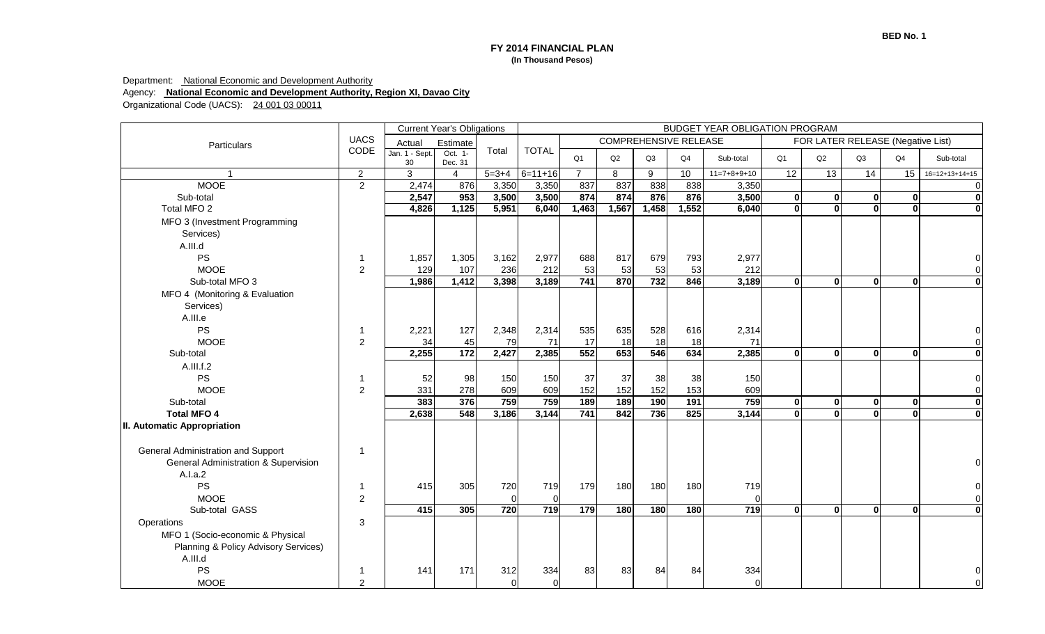BED No. 1

## FY 2014 FINANCIAL PLAN
**(In Thousand Pesos)**

Department: National Economic and Development Authority
Agency: **National Economic and Development Authority, Region XI, Davao City**
Organizational Code (UACS): 24 001 03 00011

| Particulars | UACS CODE | Current Year's Obligations | | | BUDGET YEAR OBLIGATION PROGRAM | | | | | | | | | | | |
|---|---|---|---|---|---|---|---|---|---|---|---|---|---|---|---|---|
| | | Actual | Estimate | Total | TOTAL | COMPREHENSIVE RELEASE | | | | | FOR LATER RELEASE (Negative List) | | | | | |
| | | Jan. 1 - Sept. 30 | Oct. 1- Dec. 31 | | | Q1 | Q2 | Q3 | Q4 | Sub-total | Q1 | Q2 | Q3 | Q4 | Sub-total | |
| 1 | 2 | 3 | 4 | 5=3+4 | 6=11+16 | 7 | 8 | 9 | 10 | 11=7+8+9+10 | 12 | 13 | 14 | 15 | 16=12+13+14+15 | |
| MOOE | 2 | 2,474 | 876 | 3,350 | 3,350 | 837 | 837 | 838 | 838 | 3,350 | | | | | 0 | |
| Sub-total | | **2,547** | **953** | **3,500** | **3,500** | **874** | **874** | **876** | **876** | **3,500** | **0** | **0** | **0** | **0** | **0** | |
| Total MFO 2 | | **4,826** | **1,125** | **5,951** | **6,040** | **1,463** | **1,567** | **1,458** | **1,552** | **6,040** | **0** | **0** | **0** | **0** | **0** | |
| MFO 3 (Investment Programming Services) | | | | | | | | | | | | | | | | |
| A.III.d | | | | | | | | | | | | | | | | |
| PS | 1 | 1,857 | 1,305 | 3,162 | 2,977 | 688 | 817 | 679 | 793 | 2,977 | | | | | 0 | |
| MOOE | 2 | 129 | 107 | 236 | 212 | 53 | 53 | 53 | 53 | 212 | | | | | 0 | |
| Sub-total MFO 3 | | **1,986** | **1,412** | **3,398** | **3,189** | **741** | **870** | **732** | **846** | **3,189** | **0** | **0** | **0** | **0** | **0** | |
| MFO 4 (Monitoring & Evaluation Services) | | | | | | | | | | | | | | | | |
| A.III.e | | | | | | | | | | | | | | | | |
| PS | 1 | 2,221 | 127 | 2,348 | 2,314 | 535 | 635 | 528 | 616 | 2,314 | | | | | 0 | |
| MOOE | 2 | 34 | 45 | 79 | 71 | 17 | 18 | 18 | 18 | 71 | | | | | 0 | |
| Sub-total | | **2,255** | **172** | **2,427** | **2,385** | **552** | **653** | **546** | **634** | **2,385** | **0** | **0** | **0** | **0** | **0** | |
| A.III.f.2 | | | | | | | | | | | | | | | | |
| PS | 1 | 52 | 98 | 150 | 150 | 37 | 37 | 38 | 38 | 150 | | | | | 0 | |
| MOOE | 2 | 331 | 278 | 609 | 609 | 152 | 152 | 152 | 153 | 609 | | | | | 0 | |
| Sub-total | | **383** | **376** | **759** | **759** | **189** | **189** | **190** | **191** | **759** | **0** | **0** | **0** | **0** | **0** | |
| **Total MFO 4** | | **2,638** | **548** | **3,186** | **3,144** | **741** | **842** | **736** | **825** | **3,144** | **0** | **0** | **0** | **0** | **0** | |
| **II. Automatic Appropriation** | | | | | | | | | | | | | | | | |
| General Administration and Support | 1 | | | | | | | | | | | | | | | |
| General Administration & Supervision | | | | | | | | | | | | | | | 0 | |
| A.I.a.2 | | | | | | | | | | | | | | | | |
| PS | 1 | 415 | 305 | 720 | 719 | 179 | 180 | 180 | 180 | 719 | | | | | 0 | |
| MOOE | 2 | | | 0 | 0 | | | | | 0 | | | | | 0 | |
| Sub-total GASS | | **415** | **305** | **720** | **719** | **179** | **180** | **180** | **180** | **719** | **0** | **0** | **0** | **0** | **0** | |
| Operations | 3 | | | | | | | | | | | | | | | |
| MFO 1 (Socio-economic & Physical Planning & Policy Advisory Services) | | | | | | | | | | | | | | | | |
| A.III.d | | | | | | | | | | | | | | | | |
| PS | 1 | 141 | 171 | 312 | 334 | 83 | 83 | 84 | 84 | 334 | | | | | 0 | |
| MOOE | 2 | | | 0 | 0 | | | | | 0 | | | | | 0 | |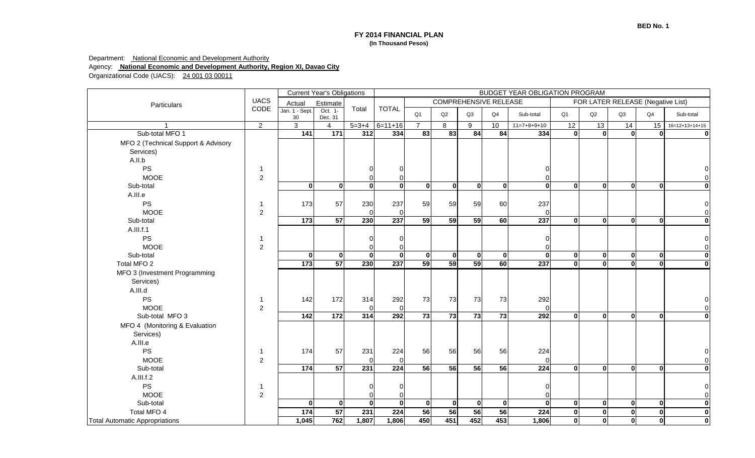BED No. 1

# FY 2014 FINANCIAL PLAN
**(In Thousand Pesos)**

Department: National Economic and Development Authority
Agency: **National Economic and Development Authority, Region XI, Davao City**
Organizational Code (UACS): 24 001 03 00011

| Particulars | UACS CODE | Current Year's Obligations | | | BUDGET YEAR OBLIGATION PROGRAM | | | | | | | | | | | |
|---|---|---|---|---|---|---|---|---|---|---|---|---|---|---|---|---|
| | | Actual | Estimate | Total | TOTAL | COMPREHENSIVE RELEASE | | | | | FOR LATER RELEASE (Negative List) | | | | | |
| | | Jan. 1 - Sept. 30 | Oct. 1- Dec. 31 | | | Q1 | Q2 | Q3 | Q4 | Sub-total | Q1 | Q2 | Q3 | Q4 | Sub-total | |
| 1 | 2 | 3 | 4 | 5=3+4 | 6=11+16 | 7 | 8 | 9 | 10 | 11=7+8+9+10 | 12 | 13 | 14 | 15 | 16=12+13+14+15 | |
| Sub-total MFO 1 | | **141** | **171** | **312** | **334** | **83** | **83** | **84** | **84** | **334** | **0** | **0** | **0** | **0** | **0** | |
| MFO 2 (Technical Support & Advisory Services) | | | | | | | | | | | | | | | | |
| A.II.b | | | | | | | | | | | | | | | | |
| PS | 1 | | | 0 | 0 | | | | | 0 | | | | | 0 | |
| MOOE | 2 | | | 0 | 0 | | | | | 0 | | | | | 0 | |
| Sub-total | | **0** | **0** | **0** | **0** | **0** | **0** | **0** | **0** | **0** | **0** | **0** | **0** | **0** | **0** | |
| A.III.e | | | | | | | | | | | | | | | | |
| PS | 1 | 173 | 57 | 230 | 237 | 59 | 59 | 59 | 60 | 237 | | | | | 0 | |
| MOOE | 2 | | | 0 | 0 | | | | | 0 | | | | | 0 | |
| Sub-total | | **173** | **57** | **230** | **237** | **59** | **59** | **59** | **60** | **237** | **0** | **0** | **0** | **0** | **0** | |
| A.III.f.1 | | | | | | | | | | | | | | | | |
| PS | 1 | | | 0 | 0 | | | | | 0 | | | | | 0 | |
| MOOE | 2 | | | 0 | 0 | | | | | 0 | | | | | 0 | |
| Sub-total | | **0** | **0** | **0** | **0** | **0** | **0** | **0** | **0** | **0** | **0** | **0** | **0** | **0** | **0** | |
| Total MFO 2 | | **173** | **57** | **230** | **237** | **59** | **59** | **59** | **60** | **237** | **0** | **0** | **0** | **0** | **0** | |
| MFO 3 (Investment Programming Services) | | | | | | | | | | | | | | | | |
| A.III.d | | | | | | | | | | | | | | | | |
| PS | 1 | 142 | 172 | 314 | 292 | 73 | 73 | 73 | 73 | 292 | | | | | 0 | |
| MOOE | 2 | | | 0 | 0 | | | | | 0 | | | | | 0 | |
| Sub-total MFO 3 | | **142** | **172** | **314** | **292** | **73** | **73** | **73** | **73** | **292** | **0** | **0** | **0** | **0** | **0** | |
| MFO 4 (Monitoring & Evaluation Services) | | | | | | | | | | | | | | | | |
| A.III.e | | | | | | | | | | | | | | | | |
| PS | 1 | 174 | 57 | 231 | 224 | 56 | 56 | 56 | 56 | 224 | | | | | 0 | |
| MOOE | 2 | | | 0 | 0 | | | | | 0 | | | | | 0 | |
| Sub-total | | **174** | **57** | **231** | **224** | **56** | **56** | **56** | **56** | **224** | **0** | **0** | **0** | **0** | **0** | |
| A.III.f.2 | | | | | | | | | | | | | | | | |
| PS | 1 | | | 0 | 0 | | | | | 0 | | | | | 0 | |
| MOOE | 2 | | | 0 | 0 | | | | | 0 | | | | | 0 | |
| Sub-total | | **0** | **0** | **0** | **0** | **0** | **0** | **0** | **0** | **0** | **0** | **0** | **0** | **0** | **0** | |
| Total MFO 4 | | **174** | **57** | **231** | **224** | **56** | **56** | **56** | **56** | **224** | **0** | **0** | **0** | **0** | **0** | |
| Total Automatic Appropriations | | **1,045** | **762** | **1,807** | **1,806** | **450** | **451** | **452** | **453** | **1,806** | **0** | **0** | **0** | **0** | **0** | |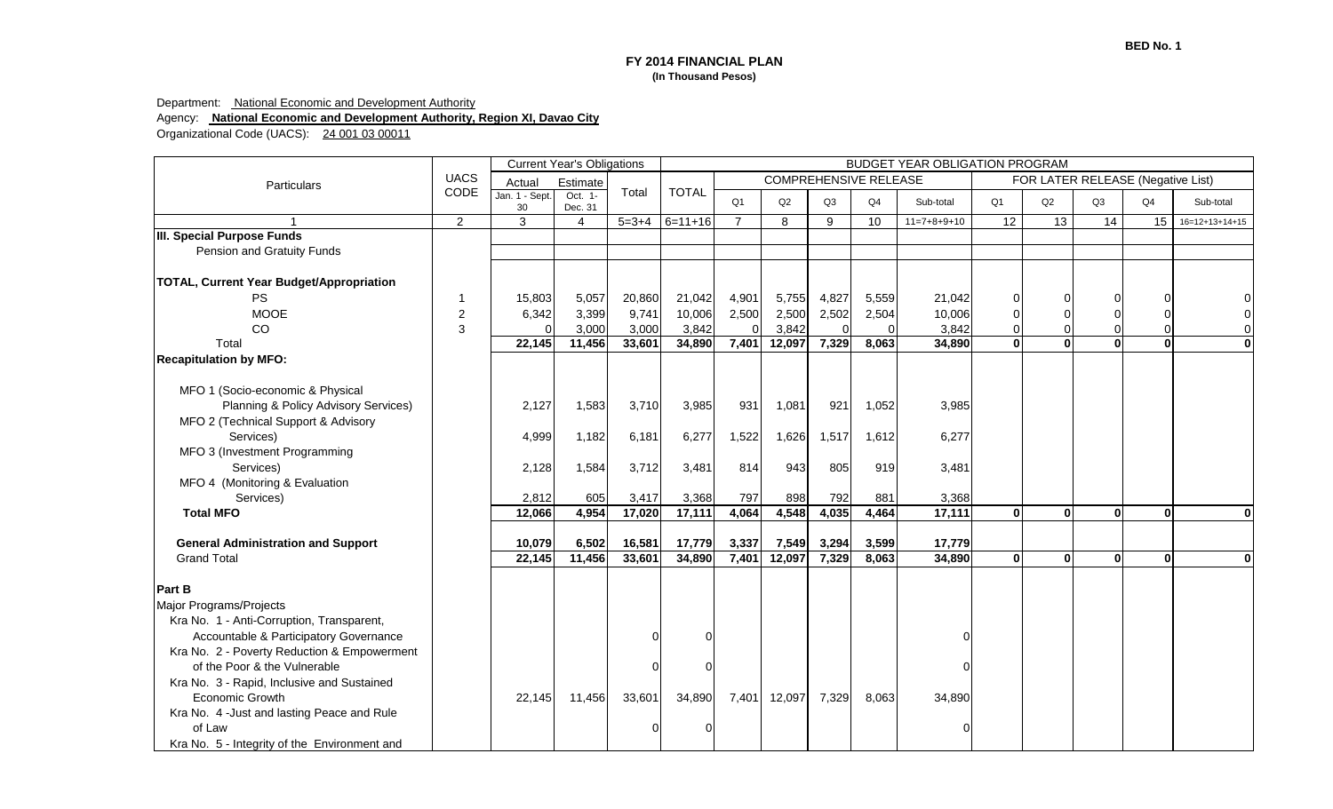BED No. 1

**FY 2014 FINANCIAL PLAN**
**(In Thousand Pesos)**

Department: National Economic and Development Authority
Agency: **National Economic and Development Authority, Region XI, Davao City**
Organizational Code (UACS): 24 001 03 00011

| Particulars | UACS CODE | Current Year's Obligations | | | BUDGET YEAR OBLIGATION PROGRAM | | | | | | | | | | | |
|---|---|---|---|---|---|---|---|---|---|---|---|---|---|---|---|
| | | Actual | Estimate | Total | TOTAL | COMPREHENSIVE RELEASE | | | | | FOR LATER RELEASE (Negative List) | | | | |
| | | Jan. 1 - Sept. 30 | Oct. 1- Dec. 31 | | | Q1 | Q2 | Q3 | Q4 | Sub-total | Q1 | Q2 | Q3 | Q4 | Sub-total |
| 1 | 2 | 3 | 4 | 5=3+4 | 6=11+16 | 7 | 8 | 9 | 10 | 11=7+8+9+10 | 12 | 13 | 14 | 15 | 16=12+13+14+15 |
| **III. Special Purpose Funds** | | | | | | | | | | | | | | | |
| Pension and Gratuity Funds | | | | | | | | | | | | | | | |
| **TOTAL, Current Year Budget/Appropriation** | | | | | | | | | | | | | | | |
| PS | 1 | 15,803 | 5,057 | 20,860 | 21,042 | 4,901 | 5,755 | 4,827 | 5,559 | 21,042 | 0 | 0 | 0 | 0 | 0 |
| MOOE | 2 | 6,342 | 3,399 | 9,741 | 10,006 | 2,500 | 2,500 | 2,502 | 2,504 | 10,006 | 0 | 0 | 0 | 0 | 0 |
| CO | 3 | 0 | 3,000 | 3,000 | 3,842 | 0 | 3,842 | 0 | 0 | 3,842 | 0 | 0 | 0 | 0 | 0 |
| Total | | **22,145** | **11,456** | **33,601** | **34,890** | **7,401** | **12,097** | **7,329** | **8,063** | **34,890** | **0** | **0** | **0** | **0** | **0** |
| **Recapitulation by MFO:** | | | | | | | | | | | | | | | |
| MFO 1 (Socio-economic & Physical Planning & Policy Advisory Services) | | 2,127 | 1,583 | 3,710 | 3,985 | 931 | 1,081 | 921 | 1,052 | 3,985 | | | | | |
| MFO 2 (Technical Support & Advisory Services) | | 4,999 | 1,182 | 6,181 | 6,277 | 1,522 | 1,626 | 1,517 | 1,612 | 6,277 | | | | | |
| MFO 3 (Investment Programming Services) | | 2,128 | 1,584 | 3,712 | 3,481 | 814 | 943 | 805 | 919 | 3,481 | | | | | |
| MFO 4 (Monitoring & Evaluation Services) | | 2,812 | 605 | 3,417 | 3,368 | 797 | 898 | 792 | 881 | 3,368 | | | | | |
| **Total MFO** | | **12,066** | **4,954** | **17,020** | **17,111** | **4,064** | **4,548** | **4,035** | **4,464** | **17,111** | **0** | **0** | **0** | **0** | **0** |
| **General Administration and Support** | | **10,079** | **6,502** | **16,581** | **17,779** | **3,337** | **7,549** | **3,294** | **3,599** | **17,779** | | | | | |
| Grand Total | | **22,145** | **11,456** | **33,601** | **34,890** | **7,401** | **12,097** | **7,329** | **8,063** | **34,890** | **0** | **0** | **0** | **0** | **0** |
| **Part B** | | | | | | | | | | | | | | | |
| Major Programs/Projects | | | | | | | | | | | | | | | |
| Kra No. 1 - Anti-Corruption, Transparent, Accountable & Participatory Governance | | | | 0 | 0 | | | | | 0 | | | | | |
| Kra No. 2 - Poverty Reduction & Empowerment of the Poor & the Vulnerable | | | | 0 | 0 | | | | | 0 | | | | | |
| Kra No. 3 - Rapid, Inclusive and Sustained Economic Growth | | 22,145 | 11,456 | 33,601 | 34,890 | 7,401 | 12,097 | 7,329 | 8,063 | 34,890 | | | | | |
| Kra No. 4 -Just and lasting Peace and Rule of Law | | | | 0 | 0 | | | | | 0 | | | | | |
| Kra No. 5 - Integrity of the Environment and | | | | | | | | | | | | | | | |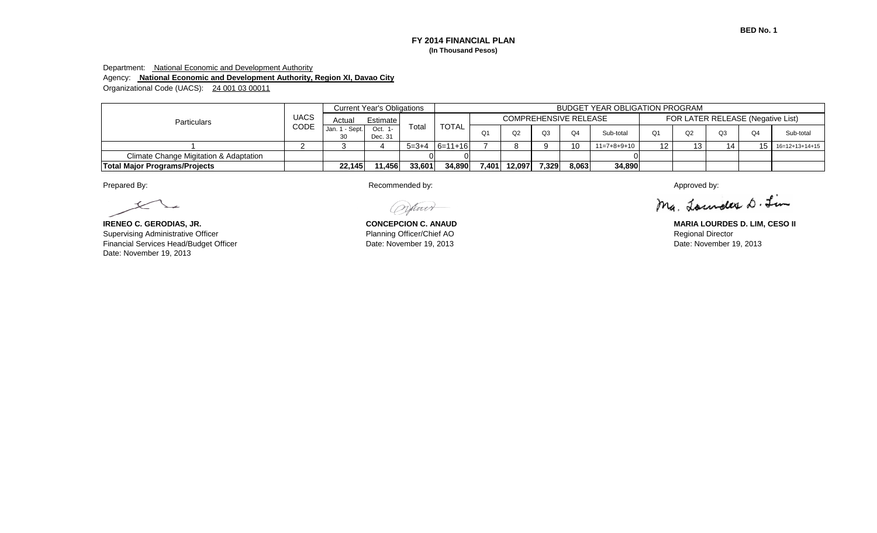BED No. 1

# FY 2014 FINANCIAL PLAN
**(In Thousand Pesos)**

Department: National Economic and Development Authority
Agency: **National Economic and Development Authority, Region XI, Davao City**
Organizational Code (UACS): 24 001 03 00011

| Particulars | UACS CODE | Current Year's Obligations | | | BUDGET YEAR OBLIGATION PROGRAM | | | | | | | | | | | |
|---|---|---|---|---|---|---|---|---|---|---|---|---|---|---|---|---|
| | | Actual | Estimate | Total | TOTAL | COMPREHENSIVE RELEASE | | | | | FOR LATER RELEASE (Negative List) | | | | |
| | | Jan. 1 - Sept. 30 | Oct. 1- Dec. 31 | | | Q1 | Q2 | Q3 | Q4 | Sub-total | Q1 | Q2 | Q3 | Q4 | Sub-total |
| 1 | 2 | 3 | 4 | 5=3+4 | 6=11+16 | 7 | 8 | 9 | 10 | 11=7+8+9+10 | 12 | 13 | 14 | 15 | 16=12+13+14+15 |
| Climate Change Migitation & Adaptation | | | | 0 | 0 | | | | | 0 | | | | | |
| **Total Major Programs/Projects** | | **22,145** | **11,456** | **33,601** | **34,890** | **7,401** | **12,097** | **7,329** | **8,063** | **34,890** | | | | | |

Prepared By:

**IRENEO C. GERODIAS, JR.**
Supervising Administrative Officer
Financial Services Head/Budget Officer
Date: November 19, 2013

Recommended by:

**CONCEPCION C. ANAUD**
Planning Officer/Chief AO
Date: November 19, 2013

Approved by:

**MARIA LOURDES D. LIM, CESO II**
Regional Director
Date: November 19, 2013